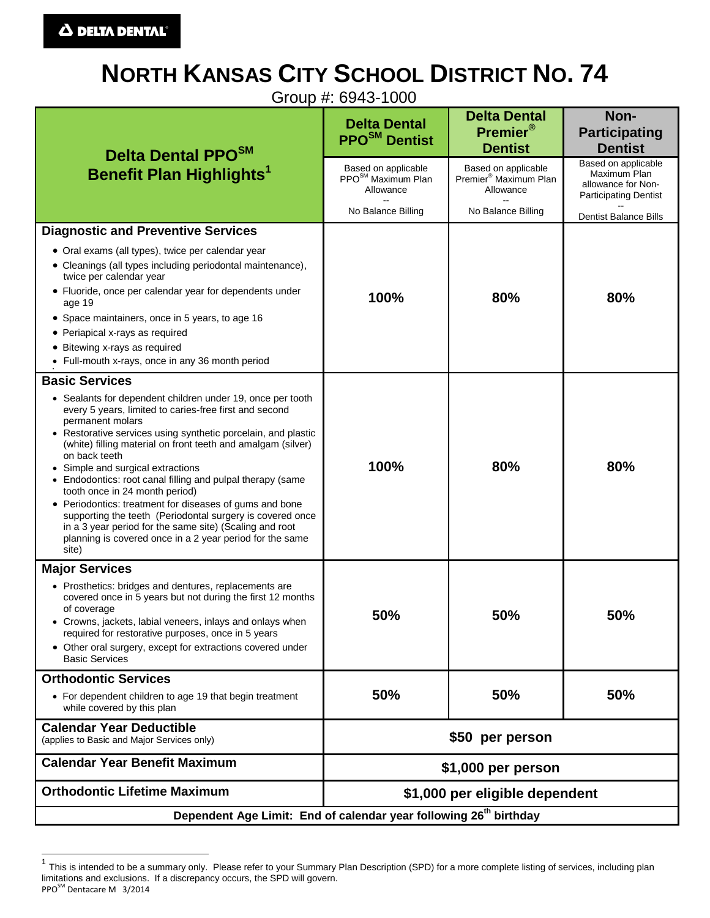DELTA DENTAL

# NORTH KANSAS CITY SCHOOL DISTRICT NO. 74

Group #: 6943-1000

| Delta Dental PPO℠ Benefit Plan Highlights[1] | Delta Dental PPO℠ Dentist<br>Based on applicable PPO℠ Maximum Plan Allowance<br>--<br>No Balance Billing | Delta Dental Premier® Dentist<br>Based on applicable Premier® Maximum Plan Allowance<br>--<br>No Balance Billing | Non-Participating Dentist<br>Based on applicable Maximum Plan allowance for Non-Participating Dentist<br>--<br>Dentist Balance Bills |
|---|---|---|---|
| **Diagnostic and Preventive Services**<br>• Oral exams (all types), twice per calendar year<br>• Cleanings (all types including periodontal maintenance), twice per calendar year<br>• Fluoride, once per calendar year for dependents under age 19<br>• Space maintainers, once in 5 years, to age 16<br>• Periapical x-rays as required<br>• Bitewing x-rays as required<br>• Full-mouth x-rays, once in any 36 month period | **100%** | **80%** | **80%** |
| **Basic Services**<br>• Sealants for dependent children under 19, once per tooth every 5 years, limited to caries-free first and second permanent molars<br>• Restorative services using synthetic porcelain, and plastic (white) filling material on front teeth and amalgam (silver) on back teeth<br>• Simple and surgical extractions<br>• Endodontics: root canal filling and pulpal therapy (same tooth once in 24 month period)<br>• Periodontics: treatment for diseases of gums and bone supporting the teeth (Periodontal surgery is covered once in a 3 year period for the same site) (Scaling and root planning is covered once in a 2 year period for the same site) | **100%** | **80%** | **80%** |
| **Major Services**<br>• Prosthetics: bridges and dentures, replacements are covered once in 5 years but not during the first 12 months of coverage<br>• Crowns, jackets, labial veneers, inlays and onlays when required for restorative purposes, once in 5 years<br>• Other oral surgery, except for extractions covered under Basic Services | **50%** | **50%** | **50%** |
| **Orthodontic Services**<br>• For dependent children to age 19 that begin treatment while covered by this plan | **50%** | **50%** | **50%** |
| **Calendar Year Deductible**<br>(applies to Basic and Major Services only) | **$50 per person** | | |
| **Calendar Year Benefit Maximum** | **$1,000 per person** | | |
| **Orthodontic Lifetime Maximum** | **$1,000 per eligible dependent** | | |
| **Dependent Age Limit: End of calendar year following 26th birthday** | | | |

[1] This is intended to be a summary only. Please refer to your Summary Plan Description (SPD) for a more complete listing of services, including plan limitations and exclusions. If a discrepancy occurs, the SPD will govern.

PPO℠ Dentacare M 3/2014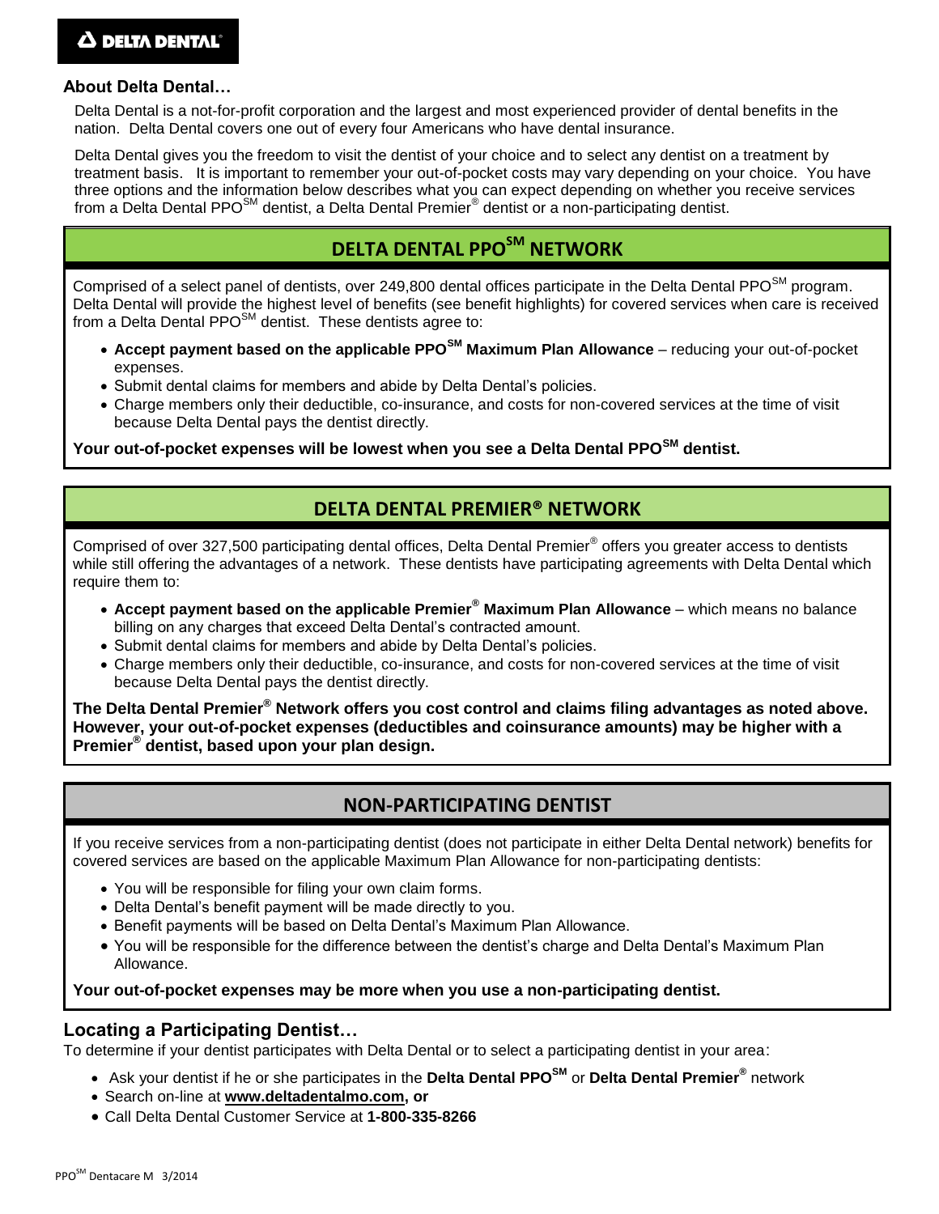**DELTA DENTAL**

## About Delta Dental…

Delta Dental is a not-for-profit corporation and the largest and most experienced provider of dental benefits in the nation. Delta Dental covers one out of every four Americans who have dental insurance.

Delta Dental gives you the freedom to visit the dentist of your choice and to select any dentist on a treatment by treatment basis. It is important to remember your out-of-pocket costs may vary depending on your choice. You have three options and the information below describes what you can expect depending on whether you receive services from a Delta Dental PPO℠ dentist, a Delta Dental Premier® dentist or a non-participating dentist.

## DELTA DENTAL PPO℠ NETWORK

Comprised of a select panel of dentists, over 249,800 dental offices participate in the Delta Dental PPO℠ program. Delta Dental will provide the highest level of benefits (see benefit highlights) for covered services when care is received from a Delta Dental PPO℠ dentist. These dentists agree to:

- **Accept payment based on the applicable PPO℠ Maximum Plan Allowance** – reducing your out-of-pocket expenses.
- Submit dental claims for members and abide by Delta Dental's policies.
- Charge members only their deductible, co-insurance, and costs for non-covered services at the time of visit because Delta Dental pays the dentist directly.

**Your out-of-pocket expenses will be lowest when you see a Delta Dental PPO℠ dentist.**

## DELTA DENTAL PREMIER® NETWORK

Comprised of over 327,500 participating dental offices, Delta Dental Premier® offers you greater access to dentists while still offering the advantages of a network. These dentists have participating agreements with Delta Dental which require them to:

- **Accept payment based on the applicable Premier® Maximum Plan Allowance** – which means no balance billing on any charges that exceed Delta Dental's contracted amount.
- Submit dental claims for members and abide by Delta Dental's policies.
- Charge members only their deductible, co-insurance, and costs for non-covered services at the time of visit because Delta Dental pays the dentist directly.

**The Delta Dental Premier® Network offers you cost control and claims filing advantages as noted above. However, your out-of-pocket expenses (deductibles and coinsurance amounts) may be higher with a Premier® dentist, based upon your plan design.**

## NON-PARTICIPATING DENTIST

If you receive services from a non-participating dentist (does not participate in either Delta Dental network) benefits for covered services are based on the applicable Maximum Plan Allowance for non-participating dentists:

- You will be responsible for filing your own claim forms.
- Delta Dental's benefit payment will be made directly to you.
- Benefit payments will be based on Delta Dental's Maximum Plan Allowance.
- You will be responsible for the difference between the dentist's charge and Delta Dental's Maximum Plan Allowance.

**Your out-of-pocket expenses may be more when you use a non-participating dentist.**

## Locating a Participating Dentist…

To determine if your dentist participates with Delta Dental or to select a participating dentist in your area:

- Ask your dentist if he or she participates in the **Delta Dental PPO℠** or **Delta Dental Premier®** network
- Search on-line at **www.deltadentalmo.com, or**
- Call Delta Dental Customer Service at **1-800-335-8266**

PPO℠ Dentacare M 3/2014